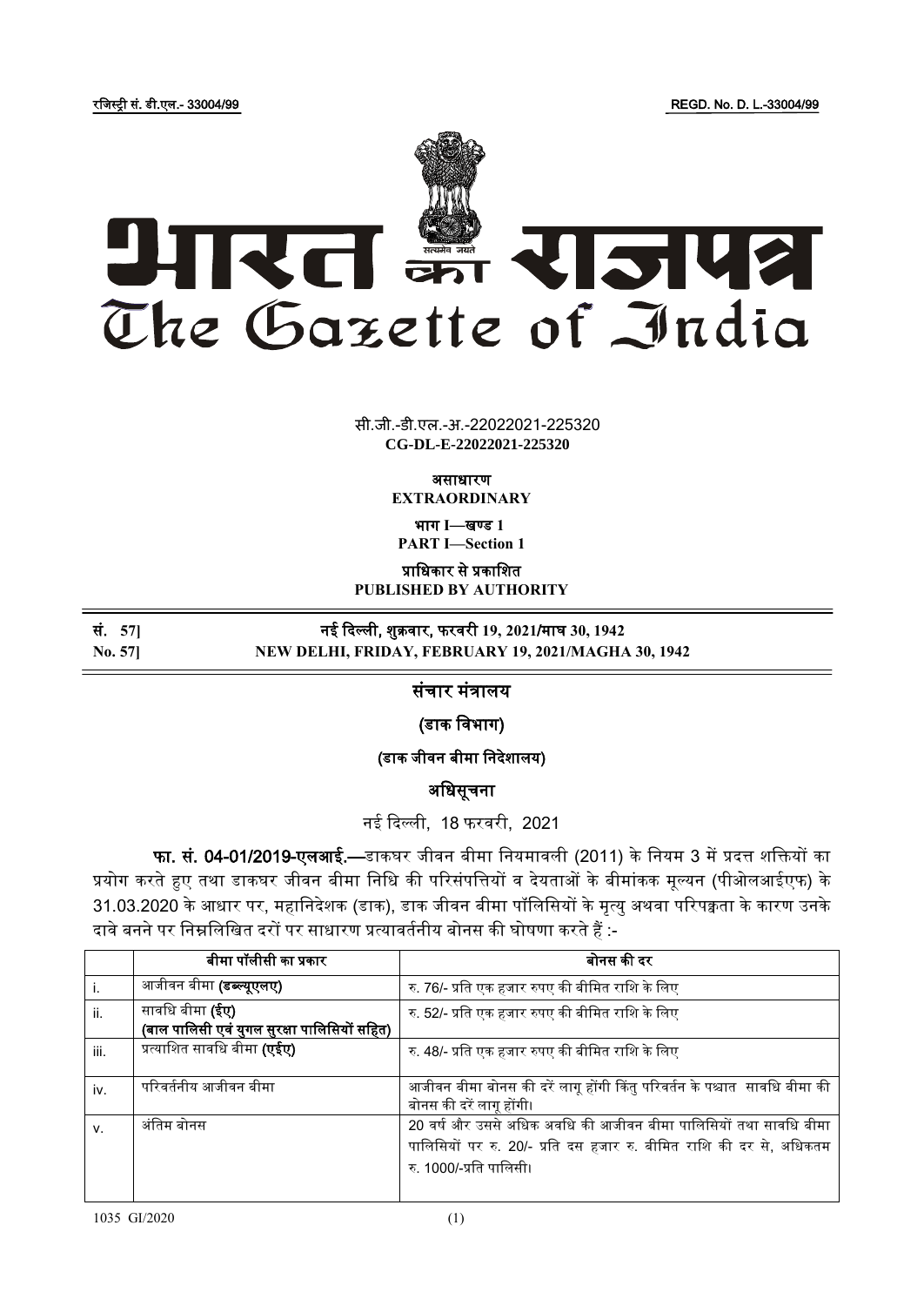रजिस्ट्री सं. डी.एल.- 33004/99 REGD. No. D. L.-33004/99

# भारत का राजपत्र
# The Gazette of India

सी.जी.-डी.एल.-अ.-22022021-225320
**CG-DL-E-22022021-225320**

**असाधारण**
**EXTRAORDINARY**

**भाग I—खण्ड 1**
**PART I—Section 1**

**प्राधिकार से प्रकाशित**
**PUBLISHED BY AUTHORITY**

**सं. 57] नई दिल्ली, शुक्रवार, फरवरी 19, 2021/माघ 30, 1942**
**No. 57] NEW DELHI, FRIDAY, FEBRUARY 19, 2021/MAGHA 30, 1942**

## संचार मंत्रालय

### (डाक विभाग)

### (डाक जीवन बीमा निदेशालय)

### अधिसूचना

नई दिल्ली, 18 फरवरी, 2021

**फा. सं. 04-01/2019-एलआई.**—डाकघर जीवन बीमा नियमावली (2011) के नियम 3 में प्रदत्त शक्तियों का प्रयोग करते हुए तथा डाकघर जीवन बीमा निधि की परिसंपत्तियों व देयताओं के बीमांकक मूल्यन (पीओलआईएफ) के 31.03.2020 के आधार पर, महानिदेशक (डाक), डाक जीवन बीमा पॉलिसियों के मृत्यु अथवा परिपक्वता के कारण उनके दावे बनने पर निम्नलिखित दरों पर साधारण प्रत्यावर्तनीय बोनस की घोषणा करते हैं :-

| | बीमा पॉलीसी का प्रकार | बोनस की दर |
|---|---|---|
| i. | आजीवन बीमा **(डब्ल्यूएलए)** | रु. 76/- प्रति एक हजार रुपए की बीमित राशि के लिए |
| ii. | सावधि बीमा **(ईए)** **(बाल पालिसी एवं युगल सुरक्षा पालिसियों सहित)** | रु. 52/- प्रति एक हजार रुपए की बीमित राशि के लिए |
| iii. | प्रत्याशित सावधि बीमा **(एईए)** | रु. 48/- प्रति एक हजार रुपए की बीमित राशि के लिए |
| iv. | परिवर्तनीय आजीवन बीमा | आजीवन बीमा बोनस की दरें लागू होंगी किंतु परिवर्तन के पश्चात सावधि बीमा की बोनस की दरें लागू होंगी। |
| v. | अंतिम बोनस | 20 वर्ष और उससे अधिक अवधि की आजीवन बीमा पालिसियों तथा सावधि बीमा पालिसियों पर रु. 20/- प्रति दस हजार रु. बीमित राशि की दर से, अधिकतम रु. 1000/-प्रति पालिसी। |

1035 GI/2020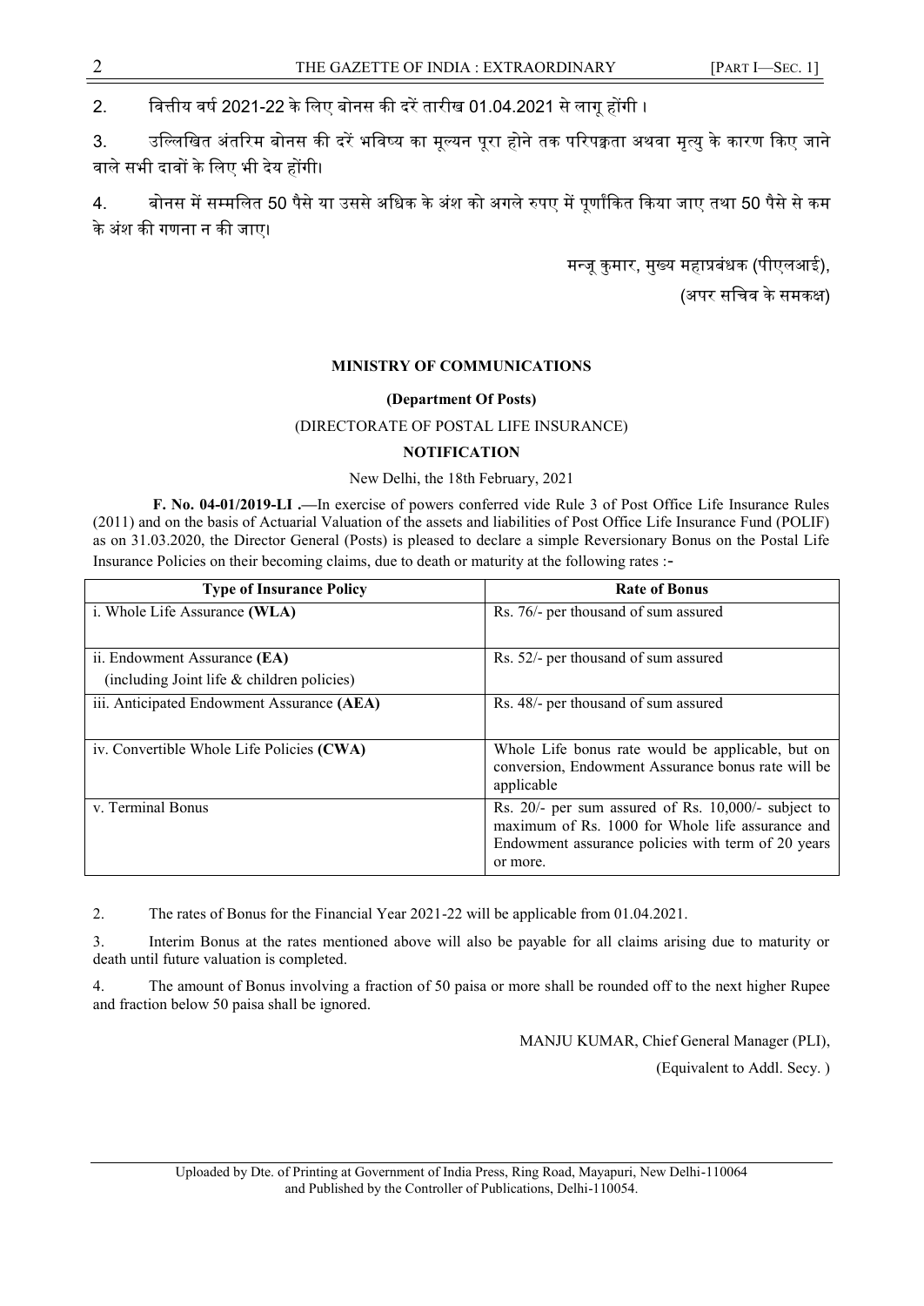2. वित्तीय वर्ष 2021-22 के लिए बोनस की दरें तारीख 01.04.2021 से लागू होंगी ।

3. उल्लिखित अंतरिम बोनस की दरें भविष्य का मूल्यन पूरा होने तक परिपक्कता अथवा मृत्यु के कारण किए जाने वाले सभी दावों के लिए भी देय होंगी।

4. बोनस में सम्मिलित 50 पैसे या उससे अधिक के अंश को अगले रुपए में पूर्णांकित किया जाए तथा 50 पैसे से कम के अंश की गणना न की जाए।

मन्जू कुमार, मुख्य महाप्रबंधक (पीएलआई),

(अपर सचिव के समकक्ष)

**MINISTRY OF COMMUNICATIONS**

**(Department Of Posts)**

(DIRECTORATE OF POSTAL LIFE INSURANCE)

**NOTIFICATION**

New Delhi, the 18th February, 2021

**F. No. 04-01/2019-LI .**—In exercise of powers conferred vide Rule 3 of Post Office Life Insurance Rules (2011) and on the basis of Actuarial Valuation of the assets and liabilities of Post Office Life Insurance Fund (POLIF) as on 31.03.2020, the Director General (Posts) is pleased to declare a simple Reversionary Bonus on the Postal Life Insurance Policies on their becoming claims, due to death or maturity at the following rates :-

| Type of Insurance Policy | Rate of Bonus |
|---|---|
| i. Whole Life Assurance **(WLA)** | Rs. 76/- per thousand of sum assured |
| ii. Endowment Assurance **(EA)** (including Joint life & children policies) | Rs. 52/- per thousand of sum assured |
| iii. Anticipated Endowment Assurance **(AEA)** | Rs. 48/- per thousand of sum assured |
| iv. Convertible Whole Life Policies **(CWA)** | Whole Life bonus rate would be applicable, but on conversion, Endowment Assurance bonus rate will be applicable |
| v. Terminal Bonus | Rs. 20/- per sum assured of Rs. 10,000/- subject to maximum of Rs. 1000 for Whole life assurance and Endowment assurance policies with term of 20 years or more. |

2. The rates of Bonus for the Financial Year 2021-22 will be applicable from 01.04.2021.

3. Interim Bonus at the rates mentioned above will also be payable for all claims arising due to maturity or death until future valuation is completed.

4. The amount of Bonus involving a fraction of 50 paisa or more shall be rounded off to the next higher Rupee and fraction below 50 paisa shall be ignored.

MANJU KUMAR, Chief General Manager (PLI),

(Equivalent to Addl. Secy. )

Uploaded by Dte. of Printing at Government of India Press, Ring Road, Mayapuri, New Delhi-110064 and Published by the Controller of Publications, Delhi-110054.